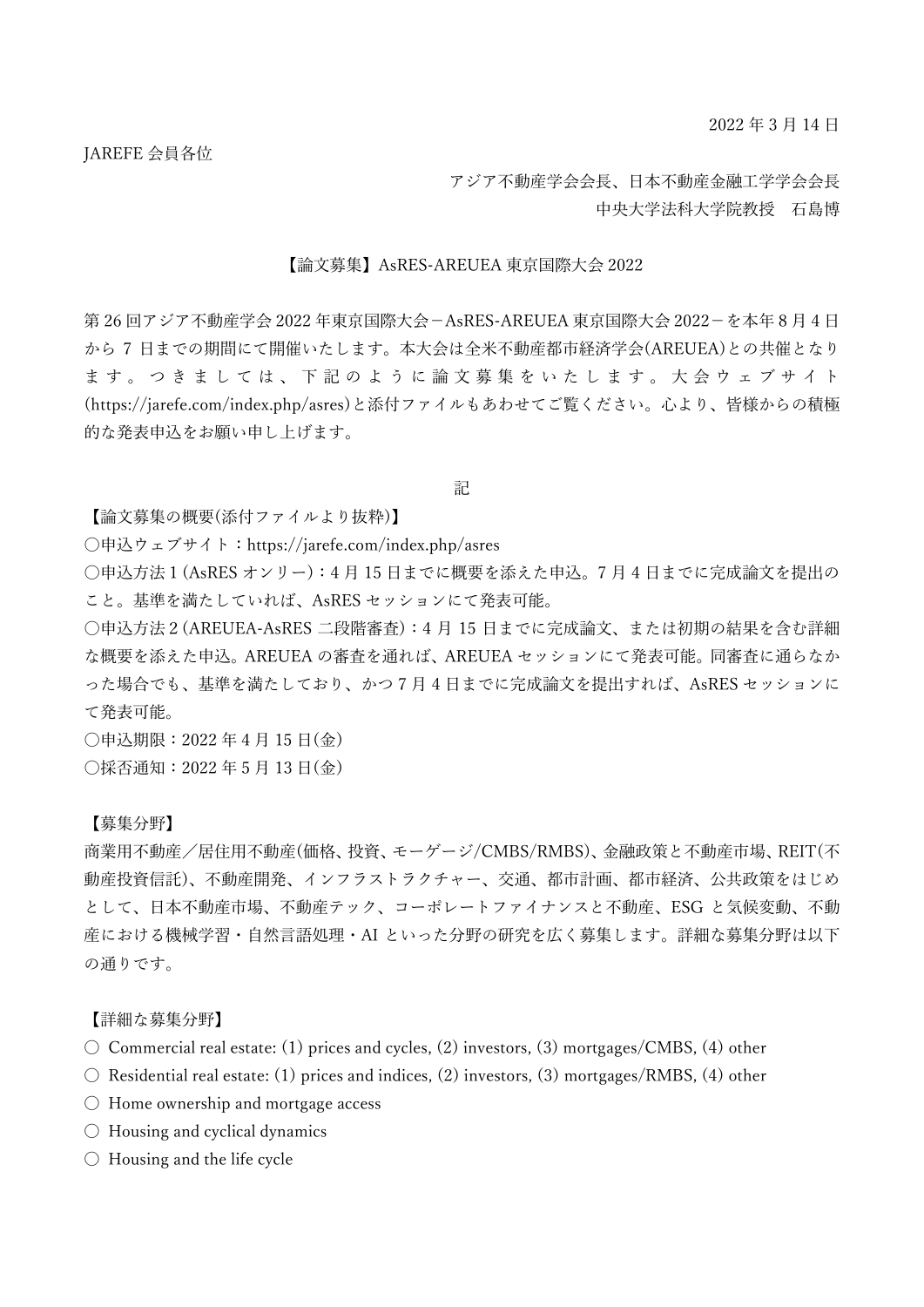2022 年 3 月 14 日

JAREFE 会員各位

アジア不動産学会会長、日本不動産金融工学学会会長
中央大学法科大学院教授　石島博

## 【論文募集】AsRES-AREUEA 東京国際大会 2022

第 26 回アジア不動産学会 2022 年東京国際大会－AsRES-AREUEA 東京国際大会 2022－を本年 8 月 4 日から 7 日までの期間にて開催いたします。本大会は全米不動産都市経済学会(AREUEA)との共催となります。つきましては、下記のように論文募集をいたします。大会ウェブサイト(https://jarefe.com/index.php/asres)と添付ファイルもあわせてご覧ください。心より、皆様からの積極的な発表申込をお願い申し上げます。

記

【論文募集の概要(添付ファイルより抜粋)】

○申込ウェブサイト：https://jarefe.com/index.php/asres

○申込方法 1 (AsRES オンリー)：4 月 15 日までに概要を添えた申込。7 月 4 日までに完成論文を提出のこと。基準を満たしていれば、AsRES セッションにて発表可能。

○申込方法 2 (AREUEA-AsRES 二段階審査)：4 月 15 日までに完成論文、または初期の結果を含む詳細な概要を添えた申込。AREUEA の審査を通れば、AREUEA セッションにて発表可能。同審査に通らなかった場合でも、基準を満たしており、かつ 7 月 4 日までに完成論文を提出すれば、AsRES セッションにて発表可能。

○申込期限：2022 年 4 月 15 日(金)

○採否通知：2022 年 5 月 13 日(金)

【募集分野】

商業用不動産／居住用不動産(価格、投資、モーゲージ/CMBS/RMBS)、金融政策と不動産市場、REIT(不動産投資信託)、不動産開発、インフラストラクチャー、交通、都市計画、都市経済、公共政策をはじめとして、日本不動産市場、不動産テック、コーポレートファイナンスと不動産、ESG と気候変動、不動産における機械学習・自然言語処理・AI といった分野の研究を広く募集します。詳細な募集分野は以下の通りです。

【詳細な募集分野】

○ Commercial real estate: (1) prices and cycles, (2) investors, (3) mortgages/CMBS, (4) other

○ Residential real estate: (1) prices and indices, (2) investors, (3) mortgages/RMBS, (4) other

○ Home ownership and mortgage access

○ Housing and cyclical dynamics

○ Housing and the life cycle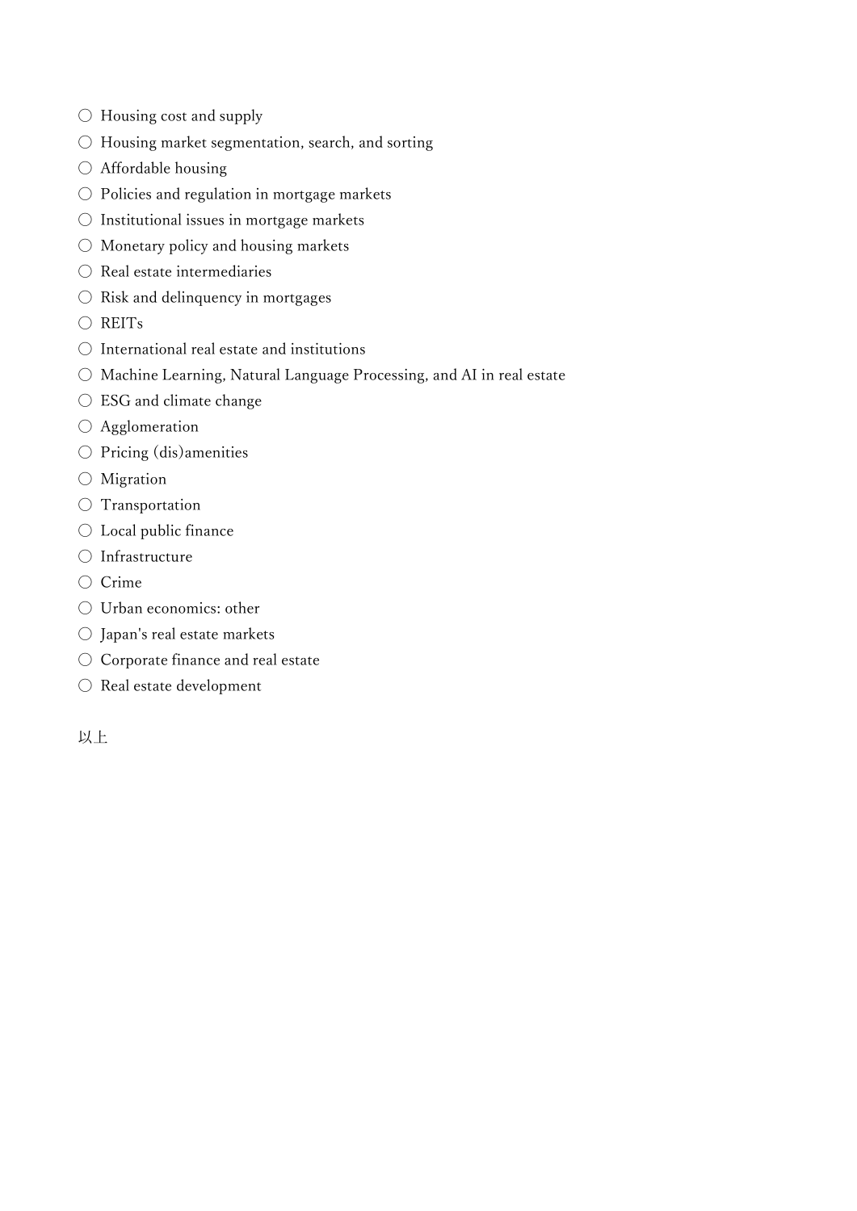〇 Housing cost and supply

〇 Housing market segmentation, search, and sorting

〇 Affordable housing

〇 Policies and regulation in mortgage markets

〇 Institutional issues in mortgage markets

〇 Monetary policy and housing markets

〇 Real estate intermediaries

〇 Risk and delinquency in mortgages

〇 REITs

〇 International real estate and institutions

〇 Machine Learning, Natural Language Processing, and AI in real estate

〇 ESG and climate change

〇 Agglomeration

〇 Pricing (dis)amenities

〇 Migration

〇 Transportation

〇 Local public finance

〇 Infrastructure

〇 Crime

〇 Urban economics: other

〇 Japan's real estate markets

〇 Corporate finance and real estate

〇 Real estate development

以上